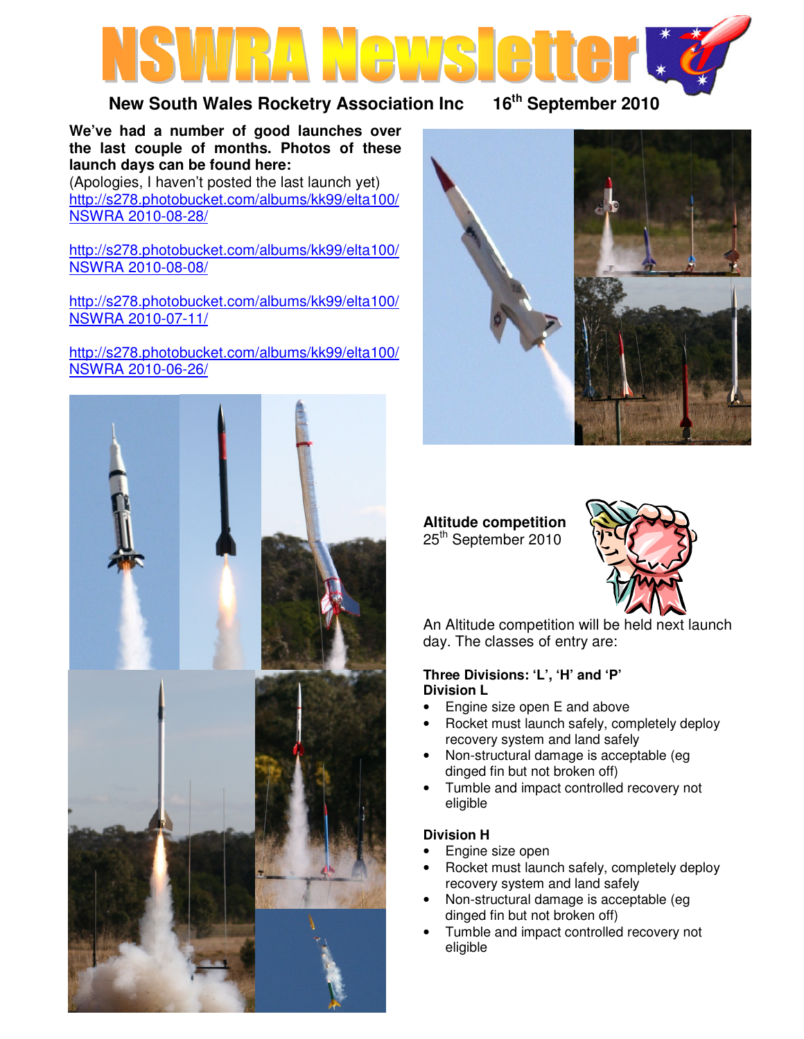# NSWRA Newsletter

**New South Wales Rocketry Association Inc** **16th September 2010**

**We've had a number of good launches over the last couple of months. Photos of these launch days can be found here:**
(Apologies, I haven't posted the last launch yet)
http://s278.photobucket.com/albums/kk99/elta100/NSWRA 2010-08-28/

http://s278.photobucket.com/albums/kk99/elta100/NSWRA 2010-08-08/

http://s278.photobucket.com/albums/kk99/elta100/NSWRA 2010-07-11/

http://s278.photobucket.com/albums/kk99/elta100/NSWRA 2010-06-26/

**Altitude competition**
25th September 2010

An Altitude competition will be held next launch day. The classes of entry are:

**Three Divisions: 'L', 'H' and 'P'**
**Division L**

- Engine size open E and above
- Rocket must launch safely, completely deploy recovery system and land safely
- Non-structural damage is acceptable (eg dinged fin but not broken off)
- Tumble and impact controlled recovery not eligible

**Division H**

- Engine size open
- Rocket must launch safely, completely deploy recovery system and land safely
- Non-structural damage is acceptable (eg dinged fin but not broken off)
- Tumble and impact controlled recovery not eligible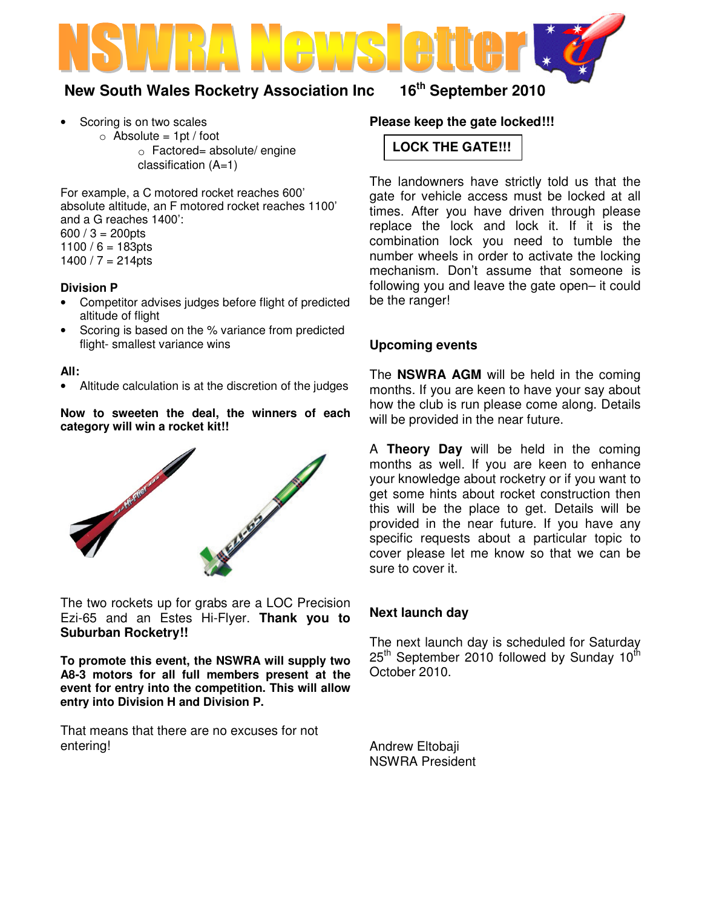# NSWRA Newsletter

**New South Wales Rocketry Association Inc** **16th September 2010**

- Scoring is on two scales
  - Absolute = 1pt / foot
    - Factored= absolute/ engine classification (A=1)

For example, a C motored rocket reaches 600' absolute altitude, an F motored rocket reaches 1100' and a G reaches 1400':
600 / 3 = 200pts
1100 / 6 = 183pts
1400 / 7 = 214pts

**Division P**

- Competitor advises judges before flight of predicted altitude of flight
- Scoring is based on the % variance from predicted flight- smallest variance wins

**All:**

- Altitude calculation is at the discretion of the judges

**Now to sweeten the deal, the winners of each category will win a rocket kit!!**

The two rockets up for grabs are a LOC Precision Ezi-65 and an Estes Hi-Flyer. **Thank you to Suburban Rocketry!!**

**To promote this event, the NSWRA will supply two A8-3 motors for all full members present at the event for entry into the competition. This will allow entry into Division H and Division P.**

That means that there are no excuses for not entering!

**Please keep the gate locked!!!**

**LOCK THE GATE!!!**

The landowners have strictly told us that the gate for vehicle access must be locked at all times. After you have driven through please replace the lock and lock it. If it is the combination lock you need to tumble the number wheels in order to activate the locking mechanism. Don't assume that someone is following you and leave the gate open– it could be the ranger!

**Upcoming events**

The **NSWRA AGM** will be held in the coming months. If you are keen to have your say about how the club is run please come along. Details will be provided in the near future.

A **Theory Day** will be held in the coming months as well. If you are keen to enhance your knowledge about rocketry or if you want to get some hints about rocket construction then this will be the place to get. Details will be provided in the near future. If you have any specific requests about a particular topic to cover please let me know so that we can be sure to cover it.

**Next launch day**

The next launch day is scheduled for Saturday 25th September 2010 followed by Sunday 10th October 2010.

Andrew Eltobaji
NSWRA President